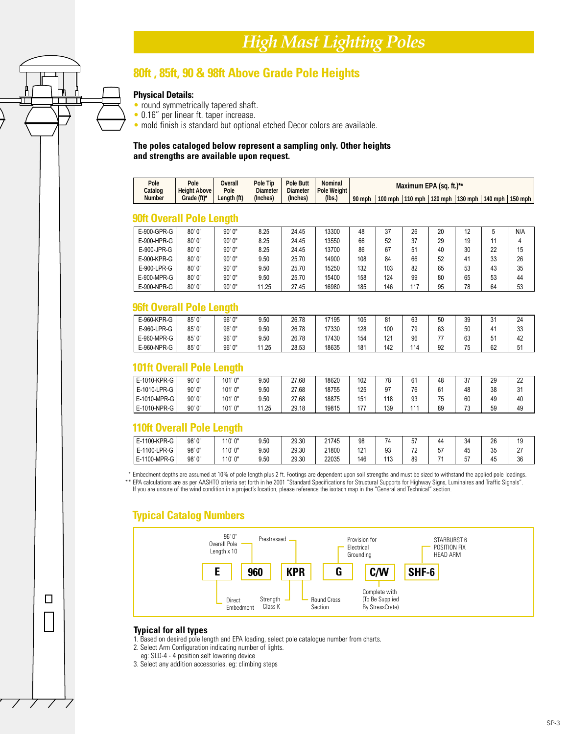# High Mast Lighting Poles

## 80ft , 85ft, 90 & 98ft Above Grade Pole Heights

### Physical Details:

- round symmetrically tapered shaft.
- 0.16" per linear ft. taper increase.
- mold finish is standard but optional etched Decor colors are available.

**The poles cataloged below represent a sampling only. Other heights and strengths are available upon request.**

| Pole Catalog Number | Pole Height Above Grade (ft)* | Overall Pole Length (ft) | Pole Tip Diameter (Inches) | Pole Butt Diameter (Inches) | Nominal Pole Weight (lbs.) | Maximum EPA (sq. ft.)** | | | | | | |
|---|---|---|---|---|---|---|---|---|---|---|---|---|
| | | | | | | 90 mph | 100 mph | 110 mph | 120 mph | 130 mph | 140 mph | 150 mph |
| **90ft Overall Pole Length** | | | | | | | | | | | | |
| E-900-GPR-G | 80' 0" | 90' 0" | 8.25 | 24.45 | 13300 | 48 | 37 | 26 | 20 | 12 | 5 | N/A |
| E-900-HPR-G | 80' 0" | 90' 0" | 8.25 | 24.45 | 13550 | 66 | 52 | 37 | 29 | 19 | 11 | 4 |
| E-900-JPR-G | 80' 0" | 90' 0" | 8.25 | 24.45 | 13700 | 86 | 67 | 51 | 40 | 30 | 22 | 15 |
| E-900-KPR-G | 80' 0" | 90' 0" | 9.50 | 25.70 | 14900 | 108 | 84 | 66 | 52 | 41 | 33 | 26 |
| E-900-LPR-G | 80' 0" | 90' 0" | 9.50 | 25.70 | 15250 | 132 | 103 | 82 | 65 | 53 | 43 | 35 |
| E-900-MPR-G | 80' 0" | 90' 0" | 9.50 | 25.70 | 15400 | 158 | 124 | 99 | 80 | 65 | 53 | 44 |
| E-900-NPR-G | 80' 0" | 90' 0" | 11.25 | 27.45 | 16980 | 185 | 146 | 117 | 95 | 78 | 64 | 53 |
| **96ft Overall Pole Length** | | | | | | | | | | | | |
| E-960-KPR-G | 85' 0" | 96' 0" | 9.50 | 26.78 | 17195 | 105 | 81 | 63 | 50 | 39 | 31 | 24 |
| E-960-LPR-G | 85' 0" | 96' 0" | 9.50 | 26.78 | 17330 | 128 | 100 | 79 | 63 | 50 | 41 | 33 |
| E-960-MPR-G | 85' 0" | 96' 0" | 9.50 | 26.78 | 17430 | 154 | 121 | 96 | 77 | 63 | 51 | 42 |
| E-960-NPR-G | 85' 0" | 96' 0" | 11.25 | 28.53 | 18635 | 181 | 142 | 114 | 92 | 75 | 62 | 51 |
| **101ft Overall Pole Length** | | | | | | | | | | | | |
| E-1010-KPR-G | 90' 0" | 101' 0" | 9.50 | 27.68 | 18620 | 102 | 78 | 61 | 48 | 37 | 29 | 22 |
| E-1010-LPR-G | 90' 0" | 101' 0" | 9.50 | 27.68 | 18755 | 125 | 97 | 76 | 61 | 48 | 38 | 31 |
| E-1010-MPR-G | 90' 0" | 101' 0" | 9.50 | 27.68 | 18875 | 151 | 118 | 93 | 75 | 60 | 49 | 40 |
| E-1010-NPR-G | 90' 0" | 101' 0" | 11.25 | 29.18 | 19815 | 177 | 139 | 111 | 89 | 73 | 59 | 49 |
| **110ft Overall Pole Length** | | | | | | | | | | | | |
| E-1100-KPR-G | 98' 0" | 110' 0" | 9.50 | 29.30 | 21745 | 98 | 74 | 57 | 44 | 34 | 26 | 19 |
| E-1100-LPR-G | 98' 0" | 110' 0" | 9.50 | 29.30 | 21800 | 121 | 93 | 72 | 57 | 45 | 35 | 27 |
| E-1100-MPR-G | 98' 0" | 110' 0" | 9.50 | 29.30 | 22035 | 146 | 113 | 89 | 71 | 57 | 45 | 36 |

\* Embedment depths are assumed at 10% of pole length plus 2 ft. Footings are dependent upon soil strengths and must be sized to withstand the applied pole loadings.
\*\* EPA calculations are as per AASHTO criteria set forth in he 2001 "Standard Specifications for Structural Supports for Highway Signs, Luminaires and Traffic Signals". If you are unsure of the wind condition in a project's location, please reference the isotach map in the "General and Technical" section.

## Typical Catalog Numbers

**E | 960 | KPR | G | C/W | SHF-6**

- **E** – Direct Embedment
- **960** – 96' 0" Overall Pole Length x 10
- **KPR** – Prestressed; Strength Class K; Round Cross Section
- **G** – Provision for Electrical Grounding
- **C/W** – Complete with (To Be Supplied By StressCrete)
- **SHF-6** – STARBURST 6 POSITION FIX HEAD ARM

### Typical for all types

1. Based on desired pole length and EPA loading, select pole catalogue number from charts.
2. Select Arm Configuration indicating number of lights.
   eg: SLD-4 - 4 position self lowering device
3. Select any addition accessories. eg: climbing steps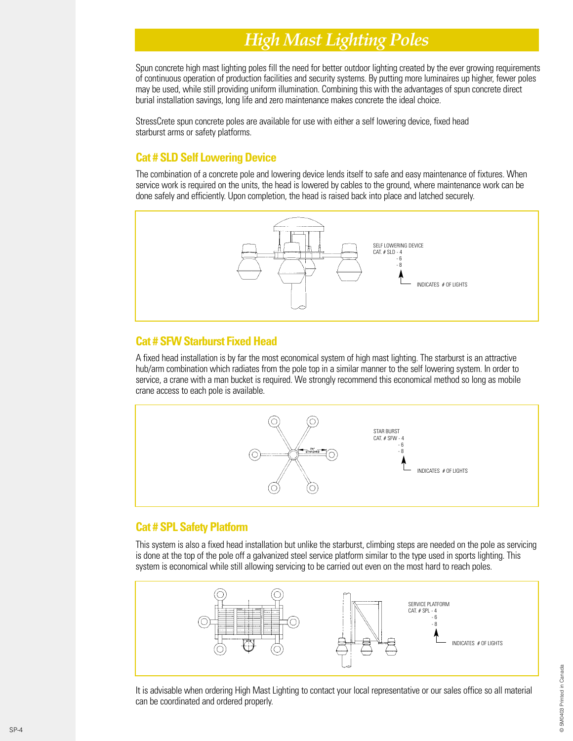# High Mast Lighting Poles

Spun concrete high mast lighting poles fill the need for better outdoor lighting created by the ever growing requirements of continuous operation of production facilities and security systems. By putting more luminaires up higher, fewer poles may be used, while still providing uniform illumination. Combining this with the advantages of spun concrete direct burial installation savings, long life and zero maintenance makes concrete the ideal choice.

StressCrete spun concrete poles are available for use with either a self lowering device, fixed head starburst arms or safety platforms.

## Cat # SLD Self Lowering Device

The combination of a concrete pole and lowering device lends itself to safe and easy maintenance of fixtures. When service work is required on the units, the head is lowered by cables to the ground, where maintenance work can be done safely and efficiently. Upon completion, the head is raised back into place and latched securely.

SELF LOWERING DEVICE
CAT. # SLD - 4
- 6
- 8

INDICATES # OF LIGHTS

## Cat # SFW Starburst Fixed Head

A fixed head installation is by far the most economical system of high mast lighting. The starburst is an attractive hub/arm combination which radiates from the pole top in a similar manner to the self lowering system. In order to service, a crane with a man bucket is required. We strongly recommend this economical method so long as mobile crane access to each pole is available.

STAR BURST
CAT. # SFW - 4
- 6
- 8

INDICATES # OF LIGHTS

## Cat # SPL Safety Platform

This system is also a fixed head installation but unlike the starburst, climbing steps are needed on the pole as servicing is done at the top of the pole off a galvanized steel service platform similar to the type used in sports lighting. This system is economical while still allowing servicing to be carried out even on the most hard to reach poles.

SERVICE PLATFORM
CAT. # SPL - 4
- 6
- 8

INDICATES # OF LIGHTS

It is advisable when ordering High Mast Lighting to contact your local representative or our sales office so all material can be coordinated and ordered properly.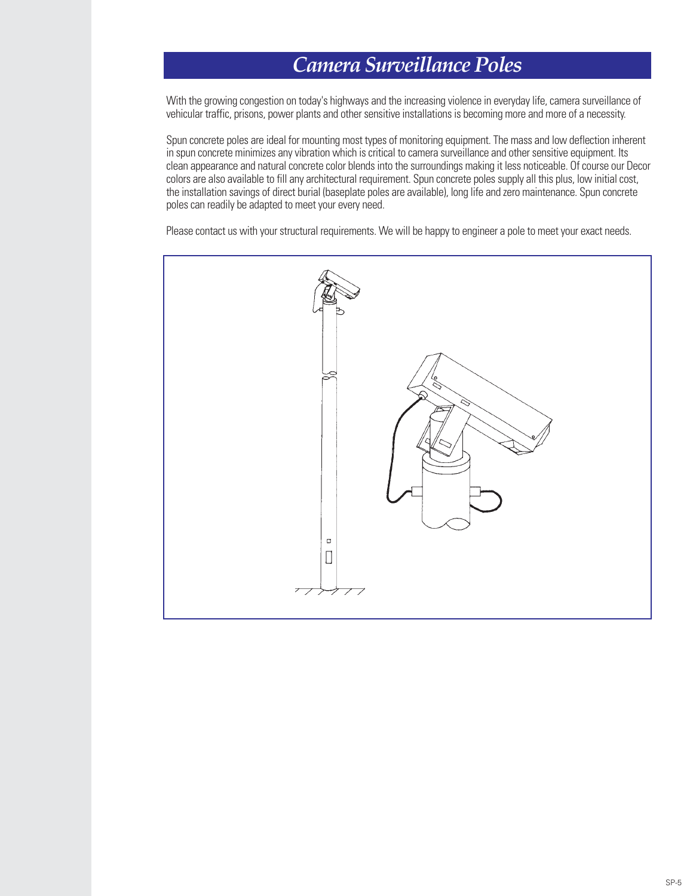# *Camera Surveillance Poles*

With the growing congestion on today's highways and the increasing violence in everyday life, camera surveillance of vehicular traffic, prisons, power plants and other sensitive installations is becoming more and more of a necessity.

Spun concrete poles are ideal for mounting most types of monitoring equipment. The mass and low deflection inherent in spun concrete minimizes any vibration which is critical to camera surveillance and other sensitive equipment. Its clean appearance and natural concrete color blends into the surroundings making it less noticeable. Of course our Decor colors are also available to fill any architectural requirement. Spun concrete poles supply all this plus, low initial cost, the installation savings of direct burial (baseplate poles are available), long life and zero maintenance. Spun concrete poles can readily be adapted to meet your every need.

Please contact us with your structural requirements. We will be happy to engineer a pole to meet your exact needs.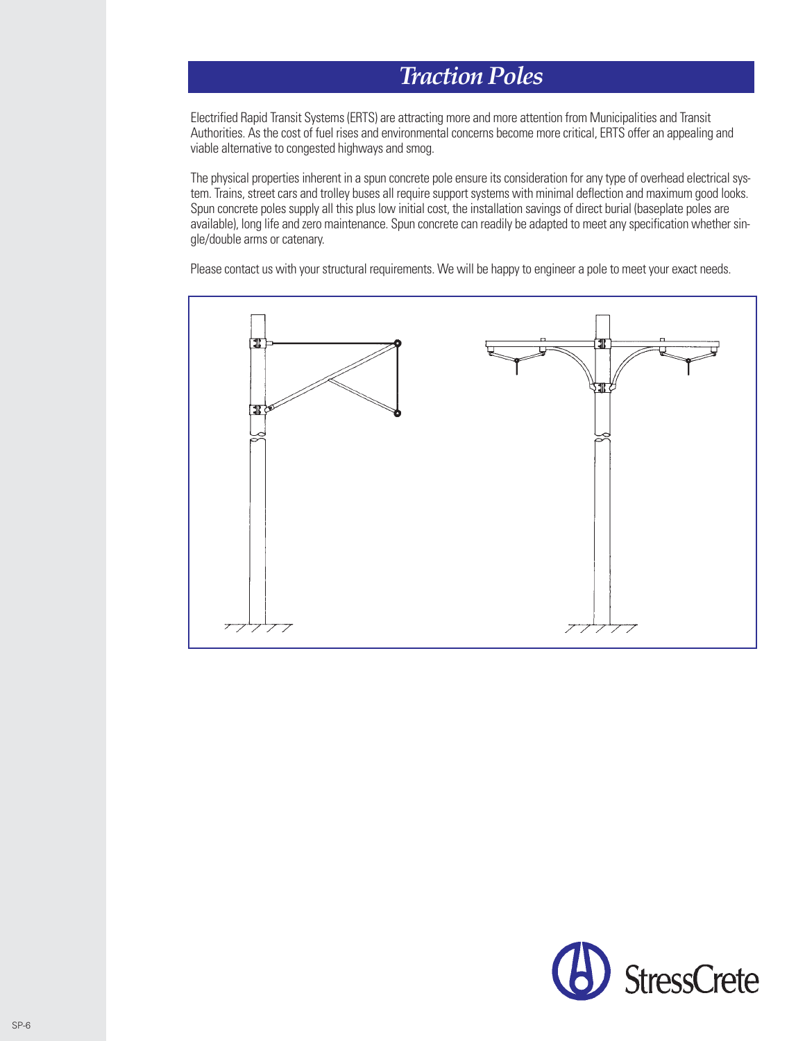# *Traction Poles*

Electrified Rapid Transit Systems (ERTS) are attracting more and more attention from Municipalities and Transit Authorities. As the cost of fuel rises and environmental concerns become more critical, ERTS offer an appealing and viable alternative to congested highways and smog.

The physical properties inherent in a spun concrete pole ensure its consideration for any type of overhead electrical system. Trains, street cars and trolley buses all require support systems with minimal deflection and maximum good looks. Spun concrete poles supply all this plus low initial cost, the installation savings of direct burial (baseplate poles are available), long life and zero maintenance. Spun concrete can readily be adapted to meet any specification whether single/double arms or catenary.

Please contact us with your structural requirements. We will be happy to engineer a pole to meet your exact needs.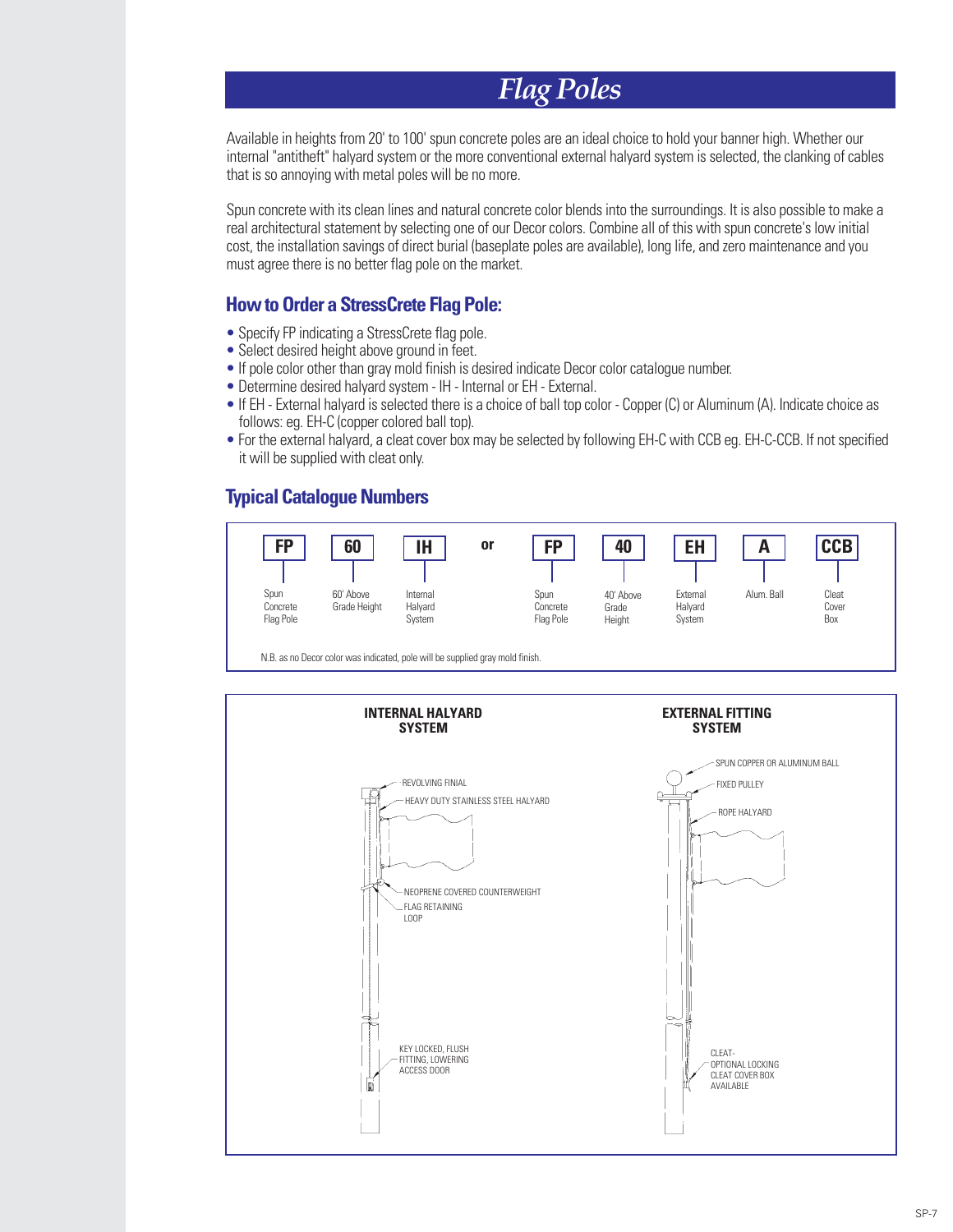# Flag Poles

Available in heights from 20' to 100' spun concrete poles are an ideal choice to hold your banner high. Whether our internal "antitheft" halyard system or the more conventional external halyard system is selected, the clanking of cables that is so annoying with metal poles will be no more.

Spun concrete with its clean lines and natural concrete color blends into the surroundings. It is also possible to make a real architectural statement by selecting one of our Decor colors. Combine all of this with spun concrete's low initial cost, the installation savings of direct burial (baseplate poles are available), long life, and zero maintenance and you must agree there is no better flag pole on the market.

## How to Order a StressCrete Flag Pole:

- Specify FP indicating a StressCrete flag pole.
- Select desired height above ground in feet.
- If pole color other than gray mold finish is desired indicate Decor color catalogue number.
- Determine desired halyard system - IH - Internal or EH - External.
- If EH - External halyard is selected there is a choice of ball top color - Copper (C) or Aluminum (A). Indicate choice as follows: eg. EH-C (copper colored ball top).
- For the external halyard, a cleat cover box may be selected by following EH-C with CCB eg. EH-C-CCB. If not specified it will be supplied with cleat only.

## Typical Catalogue Numbers

| FP | 60 | IH |
|---|---|---|
| Spun Concrete Flag Pole | 60' Above Grade Height | Internal Halyard System |

or

| FP | 40 | EH | A | CCB |
|---|---|---|---|---|
| Spun Concrete Flag Pole | 40' Above Grade Height | External Halyard System | Alum. Ball | Cleat Cover Box |

N.B. as no Decor color was indicated, pole will be supplied gray mold finish.

**INTERNAL HALYARD SYSTEM**

- REVOLVING FINIAL
- HEAVY DUTY STAINLESS STEEL HALYARD
- NEOPRENE COVERED COUNTERWEIGHT
- FLAG RETAINING LOOP
- KEY LOCKED, FLUSH FITTING, LOWERING ACCESS DOOR

**EXTERNAL FITTING SYSTEM**

- SPUN COPPER OR ALUMINUM BALL
- FIXED PULLEY
- ROPE HALYARD
- CLEAT- OPTIONAL LOCKING CLEAT COVER BOX AVAILABLE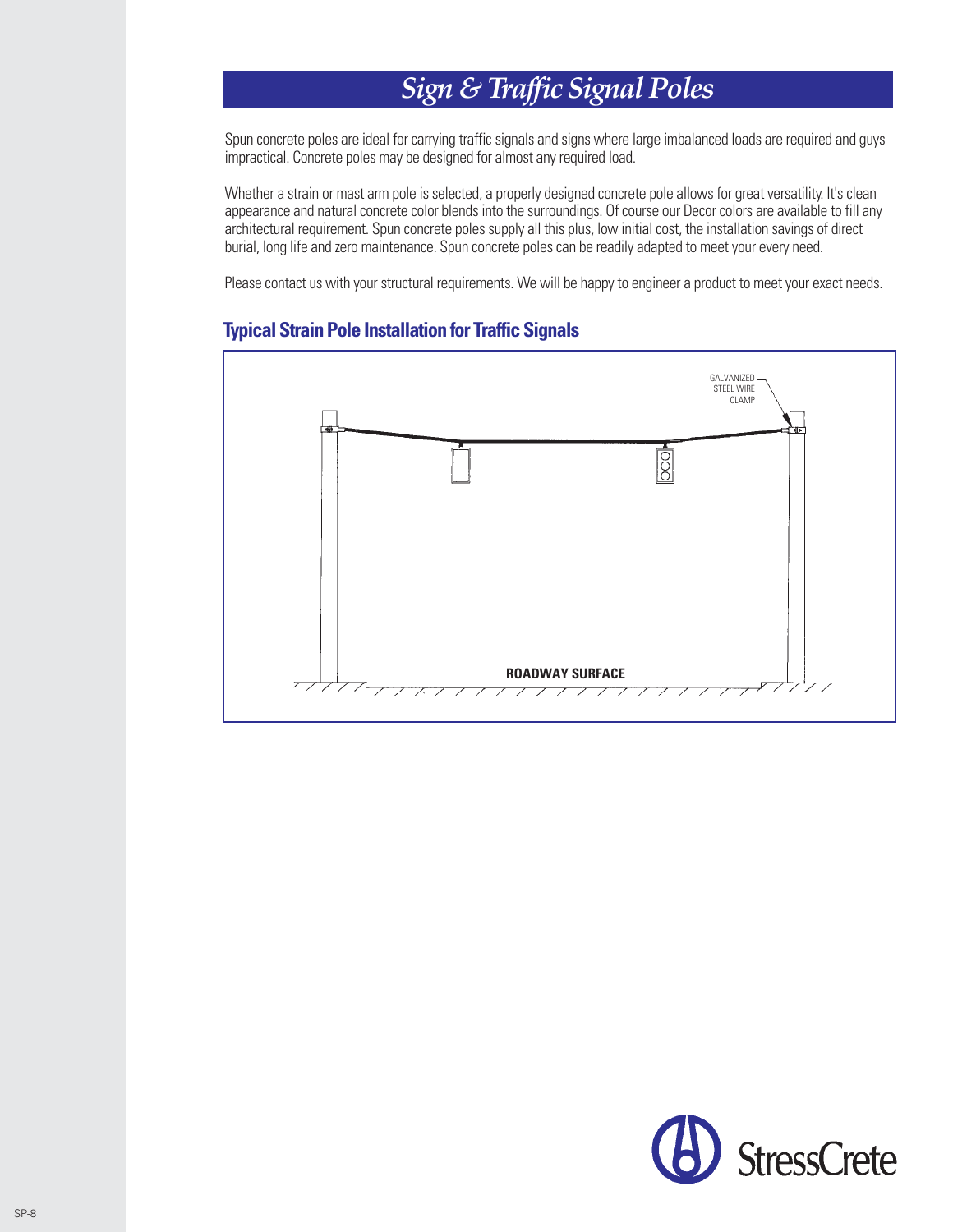# *Sign & Traffic Signal Poles*

Spun concrete poles are ideal for carrying traffic signals and signs where large imbalanced loads are required and guys impractical. Concrete poles may be designed for almost any required load.

Whether a strain or mast arm pole is selected, a properly designed concrete pole allows for great versatility. It's clean appearance and natural concrete color blends into the surroundings. Of course our Decor colors are available to fill any architectural requirement. Spun concrete poles supply all this plus, low initial cost, the installation savings of direct burial, long life and zero maintenance. Spun concrete poles can be readily adapted to meet your every need.

Please contact us with your structural requirements. We will be happy to engineer a product to meet your exact needs.

## Typical Strain Pole Installation for Traffic Signals

GALVANIZED STEEL WIRE CLAMP

ROADWAY SURFACE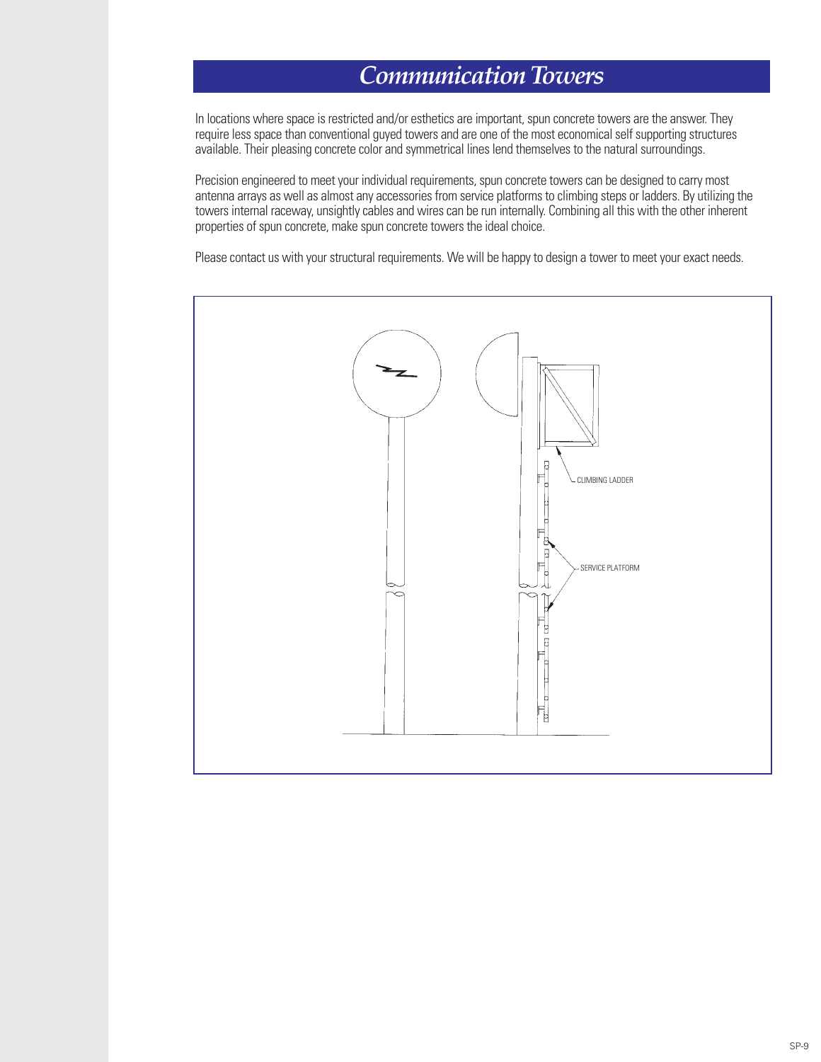# Communication Towers

In locations where space is restricted and/or esthetics are important, spun concrete towers are the answer. They require less space than conventional guyed towers and are one of the most economical self supporting structures available. Their pleasing concrete color and symmetrical lines lend themselves to the natural surroundings.

Precision engineered to meet your individual requirements, spun concrete towers can be designed to carry most antenna arrays as well as almost any accessories from service platforms to climbing steps or ladders. By utilizing the towers internal raceway, unsightly cables and wires can be run internally. Combining all this with the other inherent properties of spun concrete, make spun concrete towers the ideal choice.

Please contact us with your structural requirements. We will be happy to design a tower to meet your exact needs.

CLIMBING LADDER

SERVICE PLATFORM